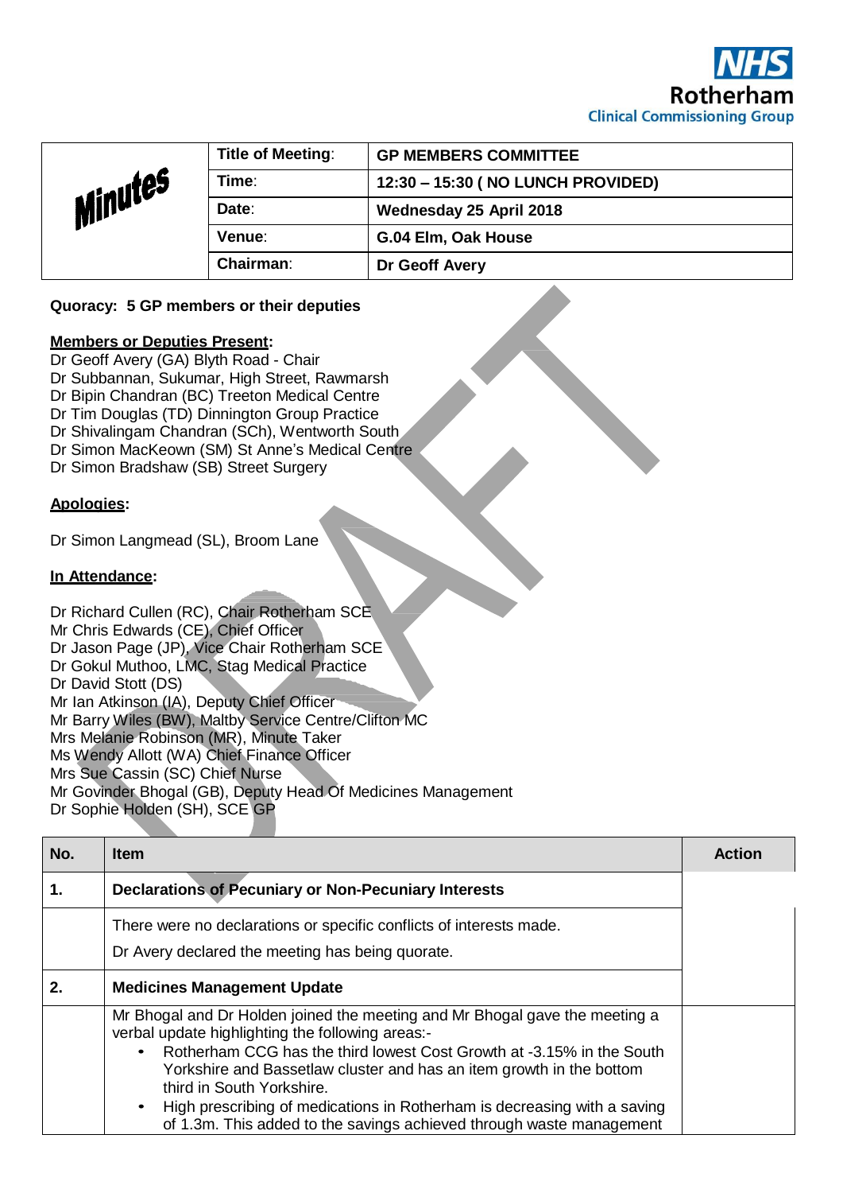NHS
Rotherham
Clinical Commissioning Group

| Minutes | Title of Meeting: | GP MEMBERS COMMITTEE |
|---|---|---|
| | Time: | 12:30 – 15:30 ( NO LUNCH PROVIDED) |
| | Date: | Wednesday 25 April 2018 |
| | Venue: | G.04 Elm, Oak House |
| | Chairman: | Dr Geoff Avery |

**Quoracy: 5 GP members or their deputies**

**Members or Deputies Present:**

Dr Geoff Avery (GA) Blyth Road - Chair
Dr Subbannan, Sukumar, High Street, Rawmarsh
Dr Bipin Chandran (BC) Treeton Medical Centre
Dr Tim Douglas (TD) Dinnington Group Practice
Dr Shivalingam Chandran (SCh), Wentworth South
Dr Simon MacKeown (SM) St Anne's Medical Centre
Dr Simon Bradshaw (SB) Street Surgery

**Apologies:**

Dr Simon Langmead (SL), Broom Lane

**In Attendance:**

Dr Richard Cullen (RC), Chair Rotherham SCE
Mr Chris Edwards (CE), Chief Officer
Dr Jason Page (JP), Vice Chair Rotherham SCE
Dr Gokul Muthoo, LMC, Stag Medical Practice
Dr David Stott (DS)
Mr Ian Atkinson (IA), Deputy Chief Officer
Mr Barry Wiles (BW), Maltby Service Centre/Clifton MC
Mrs Melanie Robinson (MR), Minute Taker
Ms Wendy Allott (WA) Chief Finance Officer
Mrs Sue Cassin (SC) Chief Nurse
Mr Govinder Bhogal (GB), Deputy Head Of Medicines Management
Dr Sophie Holden (SH), SCE GP

| No. | Item | Action |
|---|---|---|
| **1.** | **Declarations of Pecuniary or Non-Pecuniary Interests** | |
| | There were no declarations or specific conflicts of interests made.<br><br>Dr Avery declared the meeting has being quorate. | |
| **2.** | **Medicines Management Update** | |
| | Mr Bhogal and Dr Holden joined the meeting and Mr Bhogal gave the meeting a verbal update highlighting the following areas:-<br>• Rotherham CCG has the third lowest Cost Growth at -3.15% in the South Yorkshire and Bassetlaw cluster and has an item growth in the bottom third in South Yorkshire.<br>• High prescribing of medications in Rotherham is decreasing with a saving of 1.3m. This added to the savings achieved through waste management | |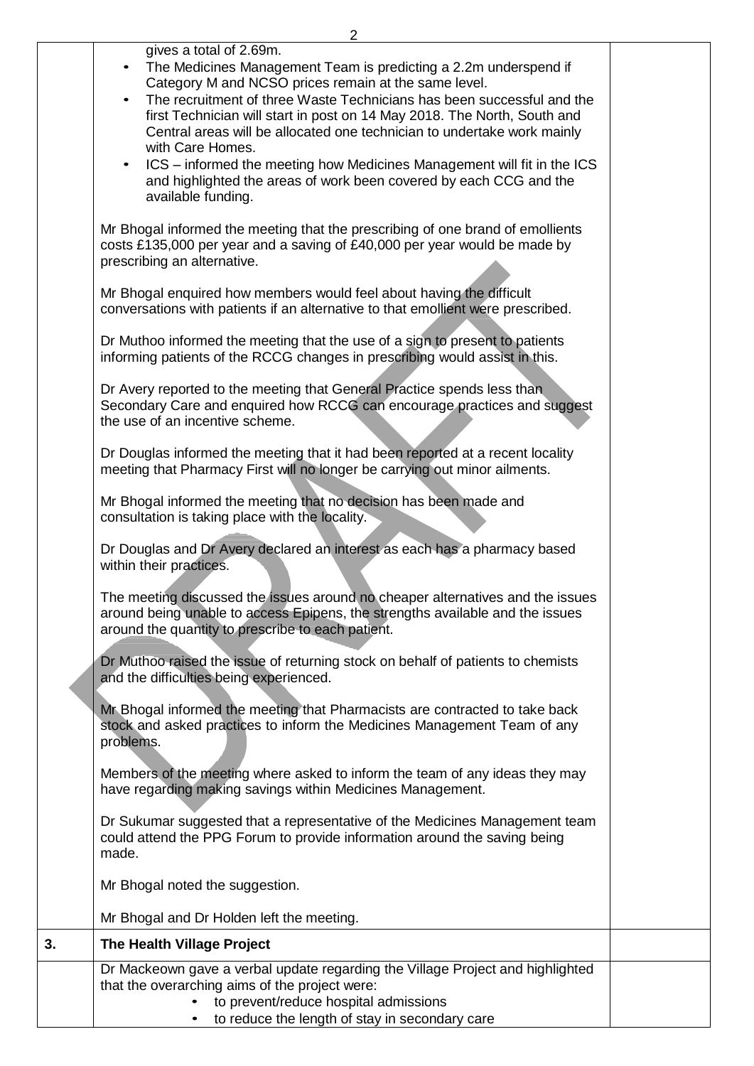| | | |
|---|---|---|
| | gives a total of 2.69m.<br>• The Medicines Management Team is predicting a 2.2m underspend if Category M and NCSO prices remain at the same level.<br>• The recruitment of three Waste Technicians has been successful and the first Technician will start in post on 14 May 2018. The North, South and Central areas will be allocated one technician to undertake work mainly with Care Homes.<br>• ICS – informed the meeting how Medicines Management will fit in the ICS and highlighted the areas of work been covered by each CCG and the available funding.<br><br>Mr Bhogal informed the meeting that the prescribing of one brand of emollients costs £135,000 per year and a saving of £40,000 per year would be made by prescribing an alternative.<br><br>Mr Bhogal enquired how members would feel about having the difficult conversations with patients if an alternative to that emollient were prescribed.<br><br>Dr Muthoo informed the meeting that the use of a sign to present to patients informing patients of the RCCG changes in prescribing would assist in this.<br><br>Dr Avery reported to the meeting that General Practice spends less than Secondary Care and enquired how RCCG can encourage practices and suggest the use of an incentive scheme.<br><br>Dr Douglas informed the meeting that it had been reported at a recent locality meeting that Pharmacy First will no longer be carrying out minor ailments.<br><br>Mr Bhogal informed the meeting that no decision has been made and consultation is taking place with the locality.<br><br>Dr Douglas and Dr Avery declared an interest as each has a pharmacy based within their practices.<br><br>The meeting discussed the issues around no cheaper alternatives and the issues around being unable to access Epipens, the strengths available and the issues around the quantity to prescribe to each patient.<br><br>Dr Muthoo raised the issue of returning stock on behalf of patients to chemists and the difficulties being experienced.<br><br>Mr Bhogal informed the meeting that Pharmacists are contracted to take back stock and asked practices to inform the Medicines Management Team of any problems.<br><br>Members of the meeting where asked to inform the team of any ideas they may have regarding making savings within Medicines Management.<br><br>Dr Sukumar suggested that a representative of the Medicines Management team could attend the PPG Forum to provide information around the saving being made.<br><br>Mr Bhogal noted the suggestion.<br><br>Mr Bhogal and Dr Holden left the meeting. | |
| **3.** | **The Health Village Project** | |
| | Dr Mackeown gave a verbal update regarding the Village Project and highlighted that the overarching aims of the project were:<br>• to prevent/reduce hospital admissions<br>• to reduce the length of stay in secondary care | |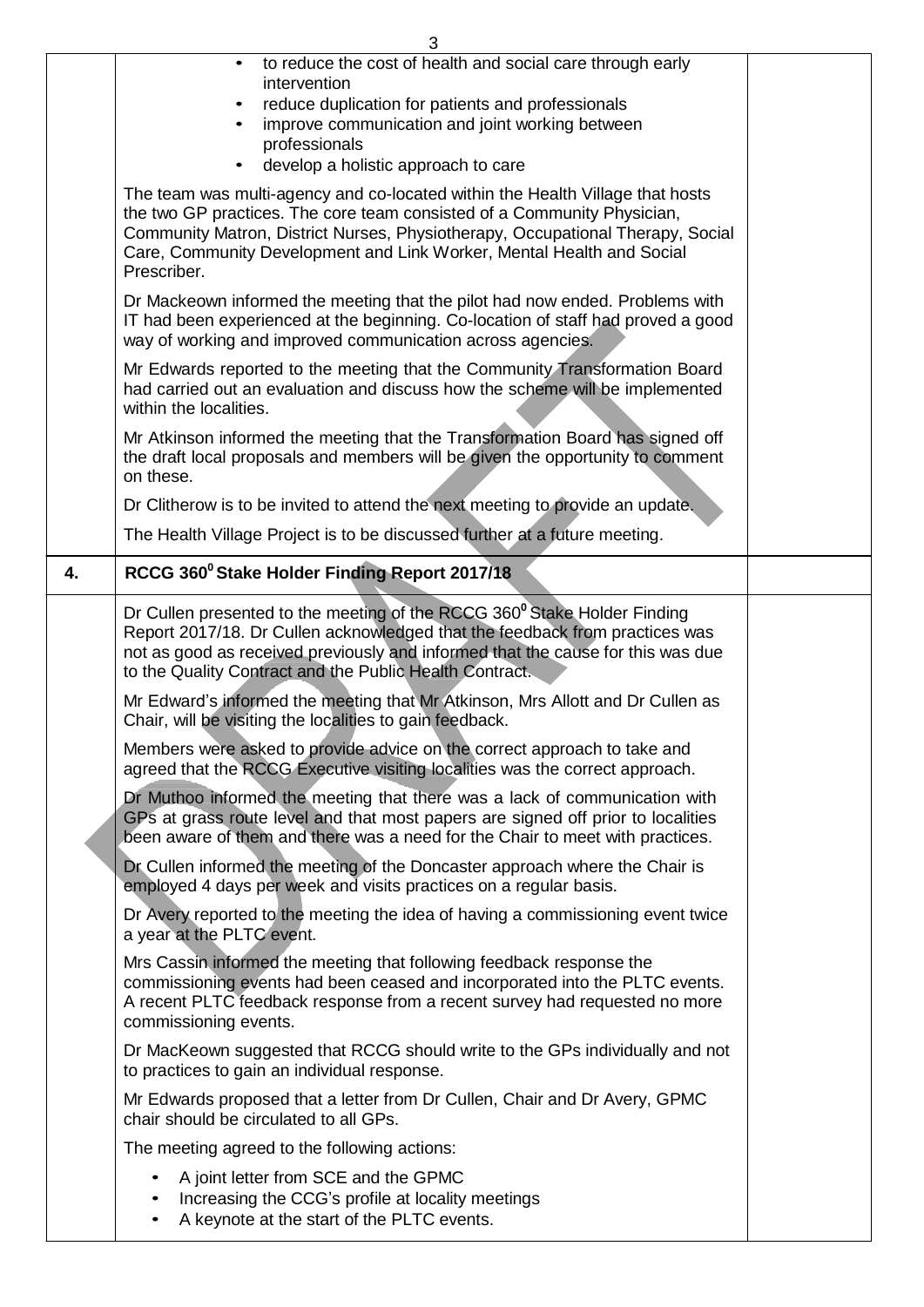- to reduce the cost of health and social care through early intervention
- reduce duplication for patients and professionals
- improve communication and joint working between professionals
- develop a holistic approach to care

The team was multi-agency and co-located within the Health Village that hosts the two GP practices. The core team consisted of a Community Physician, Community Matron, District Nurses, Physiotherapy, Occupational Therapy, Social Care, Community Development and Link Worker, Mental Health and Social Prescriber.

Dr Mackeown informed the meeting that the pilot had now ended. Problems with IT had been experienced at the beginning. Co-location of staff had proved a good way of working and improved communication across agencies.

Mr Edwards reported to the meeting that the Community Transformation Board had carried out an evaluation and discuss how the scheme will be implemented within the localities.

Mr Atkinson informed the meeting that the Transformation Board has signed off the draft local proposals and members will be given the opportunity to comment on these.

Dr Clitherow is to be invited to attend the next meeting to provide an update.

The Health Village Project is to be discussed further at a future meeting.

## 4. RCCG 360⁰ Stake Holder Finding Report 2017/18

Dr Cullen presented to the meeting of the RCCG 360⁰ Stake Holder Finding Report 2017/18. Dr Cullen acknowledged that the feedback from practices was not as good as received previously and informed that the cause for this was due to the Quality Contract and the Public Health Contract.

Mr Edward's informed the meeting that Mr Atkinson, Mrs Allott and Dr Cullen as Chair, will be visiting the localities to gain feedback.

Members were asked to provide advice on the correct approach to take and agreed that the RCCG Executive visiting localities was the correct approach.

Dr Muthoo informed the meeting that there was a lack of communication with GPs at grass route level and that most papers are signed off prior to localities been aware of them and there was a need for the Chair to meet with practices.

Dr Cullen informed the meeting of the Doncaster approach where the Chair is employed 4 days per week and visits practices on a regular basis.

Dr Avery reported to the meeting the idea of having a commissioning event twice a year at the PLTC event.

Mrs Cassin informed the meeting that following feedback response the commissioning events had been ceased and incorporated into the PLTC events. A recent PLTC feedback response from a recent survey had requested no more commissioning events.

Dr MacKeown suggested that RCCG should write to the GPs individually and not to practices to gain an individual response.

Mr Edwards proposed that a letter from Dr Cullen, Chair and Dr Avery, GPMC chair should be circulated to all GPs.

The meeting agreed to the following actions:

- A joint letter from SCE and the GPMC
- Increasing the CCG's profile at locality meetings
- A keynote at the start of the PLTC events.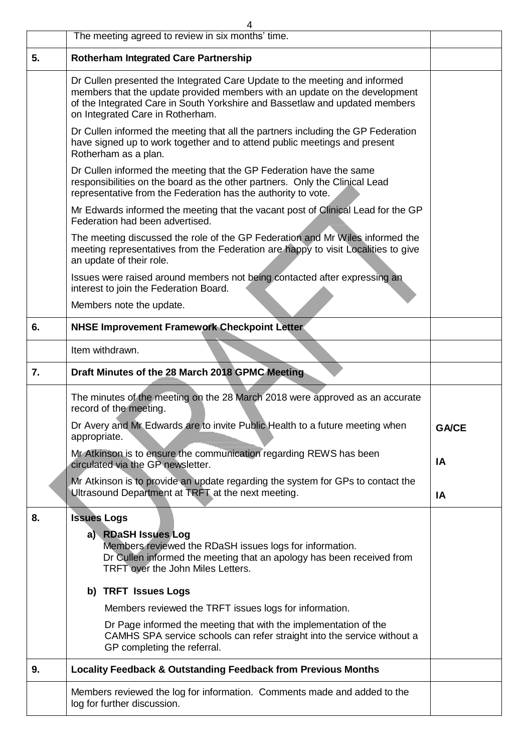| | | |
|---|---|---|
| | The meeting agreed to review in six months' time. | |
| **5.** | **Rotherham Integrated Care Partnership** | |
| | Dr Cullen presented the Integrated Care Update to the meeting and informed members that the update provided members with an update on the development of the Integrated Care in South Yorkshire and Bassetlaw and updated members on Integrated Care in Rotherham.<br><br>Dr Cullen informed the meeting that all the partners including the GP Federation have signed up to work together and to attend public meetings and present Rotherham as a plan.<br><br>Dr Cullen informed the meeting that the GP Federation have the same responsibilities on the board as the other partners. Only the Clinical Lead representative from the Federation has the authority to vote.<br><br>Mr Edwards informed the meeting that the vacant post of Clinical Lead for the GP Federation had been advertised.<br><br>The meeting discussed the role of the GP Federation and Mr Wiles informed the meeting representatives from the Federation are happy to visit Localities to give an update of their role.<br><br>Issues were raised around members not being contacted after expressing an interest to join the Federation Board.<br><br>Members note the update. | |
| **6.** | **NHSE Improvement Framework Checkpoint Letter** | |
| | Item withdrawn. | |
| **7.** | **Draft Minutes of the 28 March 2018 GPMC Meeting** | |
| | The minutes of the meeting on the 28 March 2018 were approved as an accurate record of the meeting.<br><br>Dr Avery and Mr Edwards are to invite Public Health to a future meeting when appropriate.<br><br>Mr Atkinson is to ensure the communication regarding REWS has been circulated via the GP newsletter.<br><br>Mr Atkinson is to provide an update regarding the system for GPs to contact the Ultrasound Department at TRFT at the next meeting. | **GA/CE**<br><br>**IA**<br><br>**IA** |
| **8.** | **Issues Logs**<br><br>**a) RDaSH Issues Log**<br>Members reviewed the RDaSH issues logs for information.<br>Dr Cullen informed the meeting that an apology has been received from TRFT over the John Miles Letters.<br><br>**b) TRFT Issues Logs**<br>Members reviewed the TRFT issues logs for information.<br><br>Dr Page informed the meeting that with the implementation of the CAMHS SPA service schools can refer straight into the service without a GP completing the referral. | |
| **9.** | **Locality Feedback & Outstanding Feedback from Previous Months** | |
| | Members reviewed the log for information. Comments made and added to the log for further discussion. | |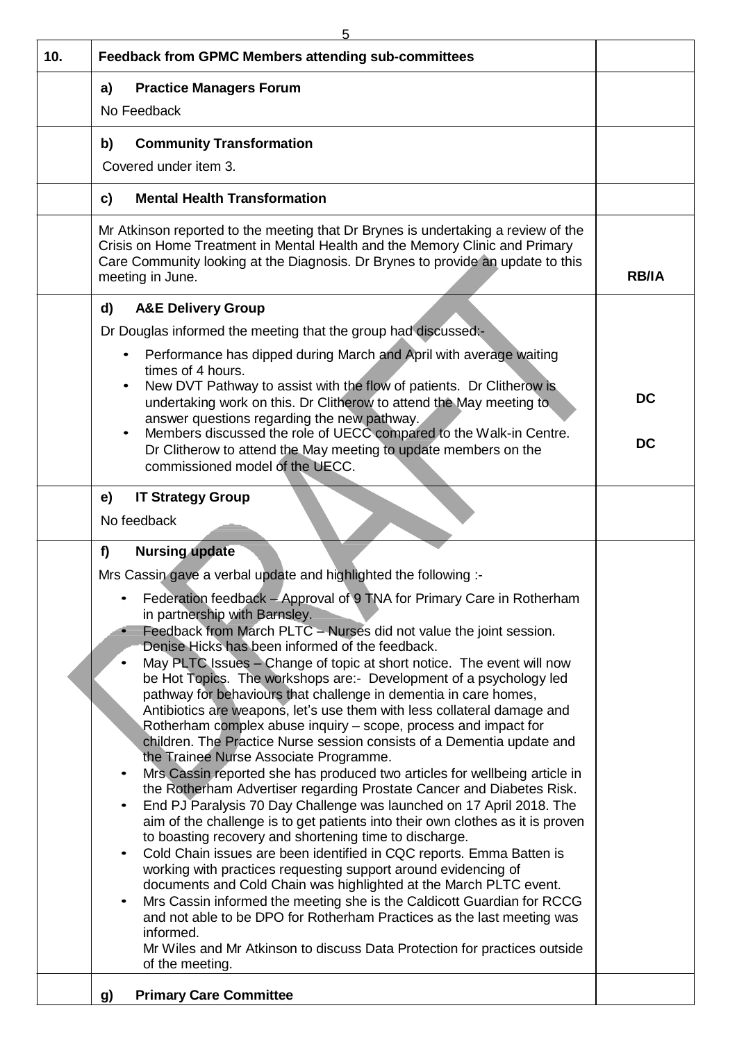| 10. | **Feedback from GPMC Members attending sub-committees** | |
|---|---|---|
| | **a) Practice Managers Forum**<br>No Feedback | |
| | **b) Community Transformation**<br>Covered under item 3. | |
| | **c) Mental Health Transformation** | |
| | Mr Atkinson reported to the meeting that Dr Brynes is undertaking a review of the Crisis on Home Treatment in Mental Health and the Memory Clinic and Primary Care Community looking at the Diagnosis. Dr Brynes to provide an update to this meeting in June. | **RB/IA** |
| | **d) A&E Delivery Group**<br>Dr Douglas informed the meeting that the group had discussed:-<br>• Performance has dipped during March and April with average waiting times of 4 hours.<br>• New DVT Pathway to assist with the flow of patients. Dr Clitherow is undertaking work on this. Dr Clitherow to attend the May meeting to answer questions regarding the new pathway.<br>• Members discussed the role of UECC compared to the Walk-in Centre. Dr Clitherow to attend the May meeting to update members on the commissioned model of the UECC. | **DC**<br><br>**DC** |
| | **e) IT Strategy Group**<br>No feedback | |
| | **f) Nursing update**<br>Mrs Cassin gave a verbal update and highlighted the following :-<br>• Federation feedback – Approval of 9 TNA for Primary Care in Rotherham in partnership with Barnsley.<br>• Feedback from March PLTC – Nurses did not value the joint session. Denise Hicks has been informed of the feedback.<br>• May PLTC Issues – Change of topic at short notice. The event will now be Hot Topics. The workshops are:- Development of a psychology led pathway for behaviours that challenge in dementia in care homes, Antibiotics are weapons, let's use them with less collateral damage and Rotherham complex abuse inquiry – scope, process and impact for children. The Practice Nurse session consists of a Dementia update and the Trainee Nurse Associate Programme.<br>• Mrs Cassin reported she has produced two articles for wellbeing article in the Rotherham Advertiser regarding Prostate Cancer and Diabetes Risk.<br>• End PJ Paralysis 70 Day Challenge was launched on 17 April 2018. The aim of the challenge is to get patients into their own clothes as it is proven to boasting recovery and shortening time to discharge.<br>• Cold Chain issues are been identified in CQC reports. Emma Batten is working with practices requesting support around evidencing of documents and Cold Chain was highlighted at the March PLTC event.<br>• Mrs Cassin informed the meeting she is the Caldicott Guardian for RCCG and not able to be DPO for Rotherham Practices as the last meeting was informed.<br>Mr Wiles and Mr Atkinson to discuss Data Protection for practices outside of the meeting. | |
| | **g) Primary Care Committee** | |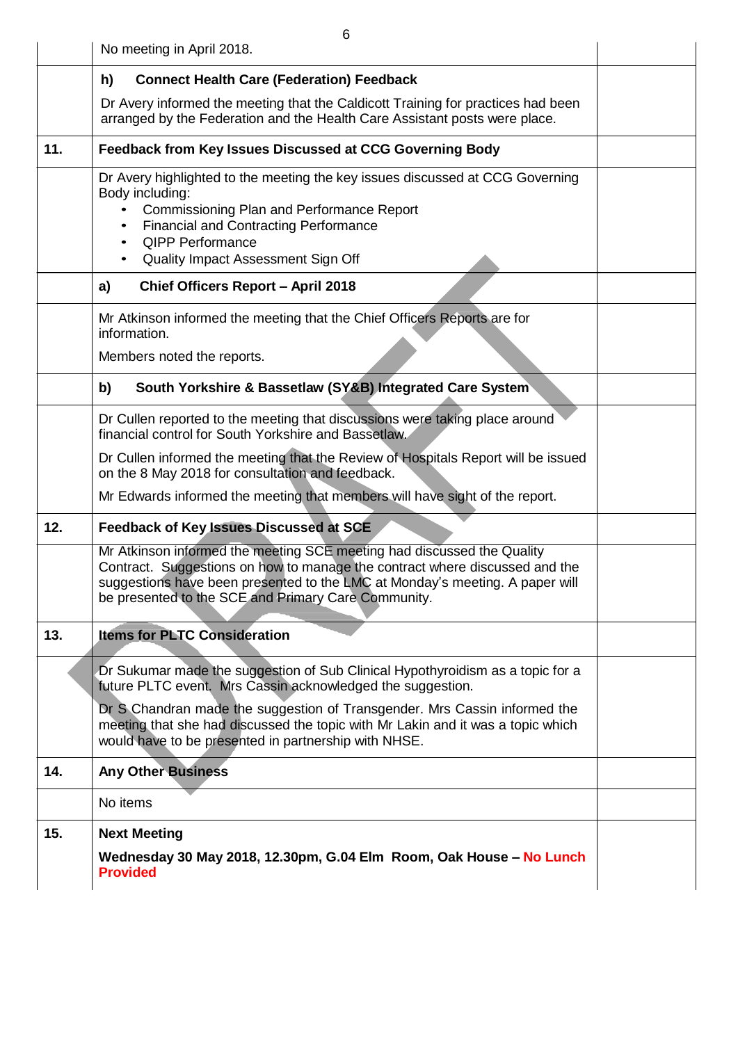| | | |
|---|---|---|
| | No meeting in April 2018. | |
| | **h) Connect Health Care (Federation) Feedback**<br><br>Dr Avery informed the meeting that the Caldicott Training for practices had been arranged by the Federation and the Health Care Assistant posts were place. | |
| **11.** | **Feedback from Key Issues Discussed at CCG Governing Body** | |
| | Dr Avery highlighted to the meeting the key issues discussed at CCG Governing Body including:<br>• Commissioning Plan and Performance Report<br>• Financial and Contracting Performance<br>• QIPP Performance<br>• Quality Impact Assessment Sign Off | |
| | **a) Chief Officers Report – April 2018** | |
| | Mr Atkinson informed the meeting that the Chief Officers Reports are for information.<br><br>Members noted the reports. | |
| | **b) South Yorkshire & Bassetlaw (SY&B) Integrated Care System** | |
| | Dr Cullen reported to the meeting that discussions were taking place around financial control for South Yorkshire and Bassetlaw.<br><br>Dr Cullen informed the meeting that the Review of Hospitals Report will be issued on the 8 May 2018 for consultation and feedback.<br><br>Mr Edwards informed the meeting that members will have sight of the report. | |
| **12.** | **Feedback of Key Issues Discussed at SCE** | |
| | Mr Atkinson informed the meeting SCE meeting had discussed the Quality Contract. Suggestions on how to manage the contract where discussed and the suggestions have been presented to the LMC at Monday's meeting. A paper will be presented to the SCE and Primary Care Community. | |
| **13.** | **Items for PLTC Consideration** | |
| | Dr Sukumar made the suggestion of Sub Clinical Hypothyroidism as a topic for a future PLTC event. Mrs Cassin acknowledged the suggestion.<br><br>Dr S Chandran made the suggestion of Transgender. Mrs Cassin informed the meeting that she had discussed the topic with Mr Lakin and it was a topic which would have to be presented in partnership with NHSE. | |
| **14.** | **Any Other Business** | |
| | No items | |
| **15.** | **Next Meeting**<br><br>**Wednesday 30 May 2018, 12.30pm, G.04 Elm Room, Oak House – No Lunch Provided** | |